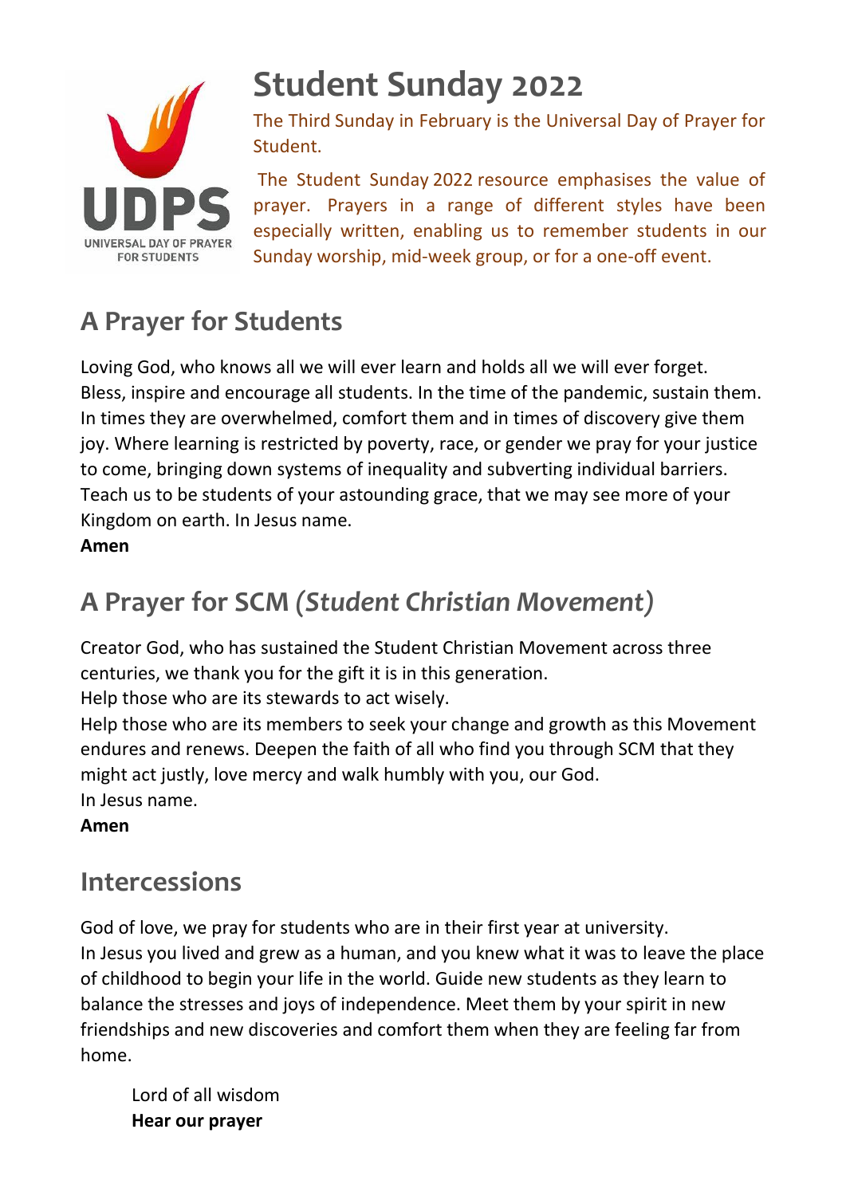# Student Sunday 2022

The Third Sunday in February is the Universal Day of Prayer for Student.

The Student Sunday 2022 resource emphasises the value of prayer. Prayers in a range of different styles have been especially written, enabling us to remember students in our Sunday worship, mid-week group, or for a one-off event.

## A Prayer for Students

Loving God, who knows all we will ever learn and holds all we will ever forget. Bless, inspire and encourage all students. In the time of the pandemic, sustain them. In times they are overwhelmed, comfort them and in times of discovery give them joy. Where learning is restricted by poverty, race, or gender we pray for your justice to come, bringing down systems of inequality and subverting individual barriers. Teach us to be students of your astounding grace, that we may see more of your Kingdom on earth. In Jesus name.
**Amen**

## A Prayer for SCM *(Student Christian Movement)*

Creator God, who has sustained the Student Christian Movement across three centuries, we thank you for the gift it is in this generation.
Help those who are its stewards to act wisely.
Help those who are its members to seek your change and growth as this Movement endures and renews. Deepen the faith of all who find you through SCM that they might act justly, love mercy and walk humbly with you, our God.
In Jesus name.
**Amen**

## Intercessions

God of love, we pray for students who are in their first year at university.
In Jesus you lived and grew as a human, and you knew what it was to leave the place of childhood to begin your life in the world. Guide new students as they learn to balance the stresses and joys of independence. Meet them by your spirit in new friendships and new discoveries and comfort them when they are feeling far from home.

> Lord of all wisdom
> **Hear our prayer**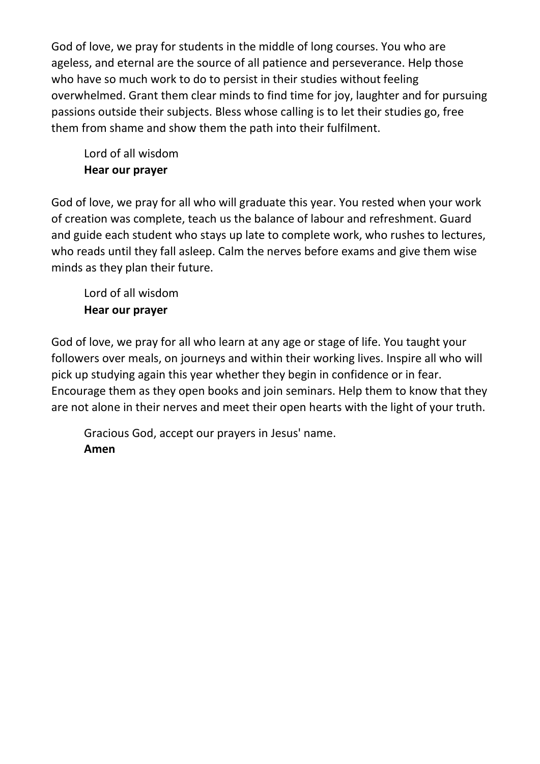God of love, we pray for students in the middle of long courses. You who are ageless, and eternal are the source of all patience and perseverance. Help those who have so much work to do to persist in their studies without feeling overwhelmed. Grant them clear minds to find time for joy, laughter and for pursuing passions outside their subjects. Bless whose calling is to let their studies go, free them from shame and show them the path into their fulfilment.

Lord of all wisdom
**Hear our prayer**

God of love, we pray for all who will graduate this year. You rested when your work of creation was complete, teach us the balance of labour and refreshment. Guard and guide each student who stays up late to complete work, who rushes to lectures, who reads until they fall asleep. Calm the nerves before exams and give them wise minds as they plan their future.

Lord of all wisdom
**Hear our prayer**

God of love, we pray for all who learn at any age or stage of life. You taught your followers over meals, on journeys and within their working lives. Inspire all who will pick up studying again this year whether they begin in confidence or in fear. Encourage them as they open books and join seminars. Help them to know that they are not alone in their nerves and meet their open hearts with the light of your truth.

Gracious God, accept our prayers in Jesus' name.
**Amen**